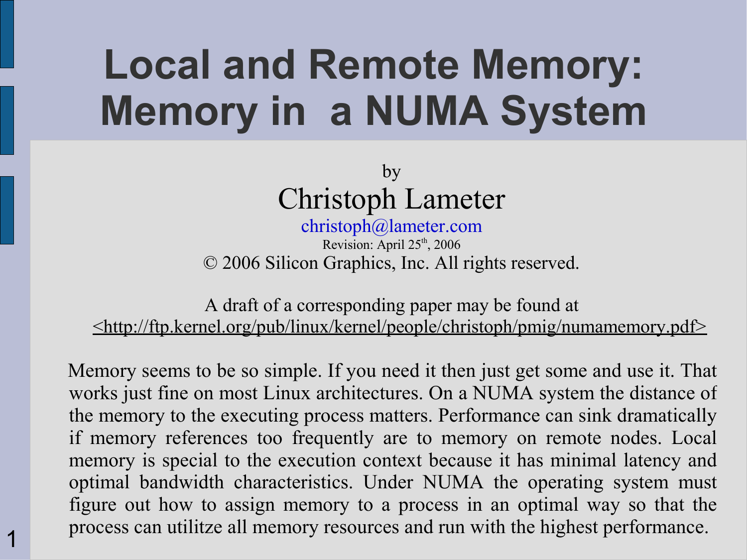# Local and Remote Memory: Memory in a NUMA System

by

Christoph Lameter

christoph@lameter.com

Revision: April 25th, 2006

© 2006 Silicon Graphics, Inc. All rights reserved.

A draft of a corresponding paper may be found at <http://ftp.kernel.org/pub/linux/kernel/people/christoph/pmig/numamemory.pdf>

Memory seems to be so simple. If you need it then just get some and use it. That works just fine on most Linux architectures. On a NUMA system the distance of the memory to the executing process matters. Performance can sink dramatically if memory references too frequently are to memory on remote nodes. Local memory is special to the execution context because it has minimal latency and optimal bandwidth characteristics. Under NUMA the operating system must figure out how to assign memory to a process in an optimal way so that the process can utilitze all memory resources and run with the highest performance.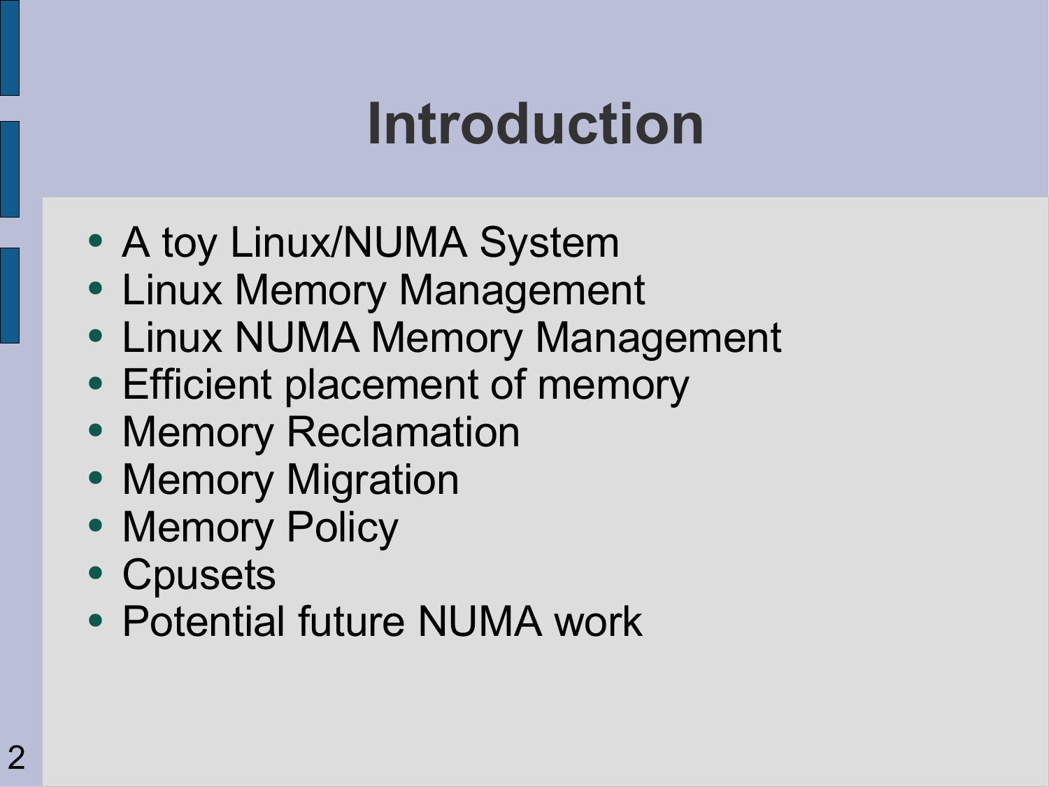# Introduction

- A toy Linux/NUMA System
- Linux Memory Management
- Linux NUMA Memory Management
- Efficient placement of memory
- Memory Reclamation
- Memory Migration
- Memory Policy
- Cpusets
- Potential future NUMA work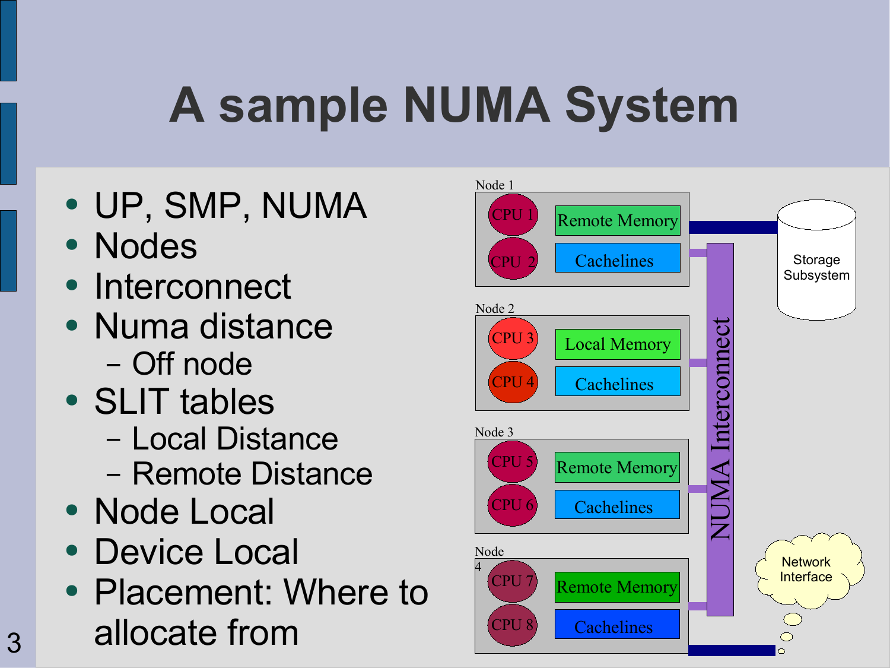# A sample NUMA System

- UP, SMP, NUMA
- Nodes
- Interconnect
- Numa distance
  - Off node
- SLIT tables
  - Local Distance
  - Remote Distance
- Node Local
- Device Local
- Placement: Where to allocate from

Node 1: CPU 1, CPU 2, Remote Memory, Cachelines

Node 2: CPU 3, CPU 4, Local Memory, Cachelines

Node 3: CPU 5, CPU 6, Remote Memory, Cachelines

Node 4: CPU 7, CPU 8, Remote Memory, Cachelines

NUMA Interconnect

Storage Subsystem

Network Interface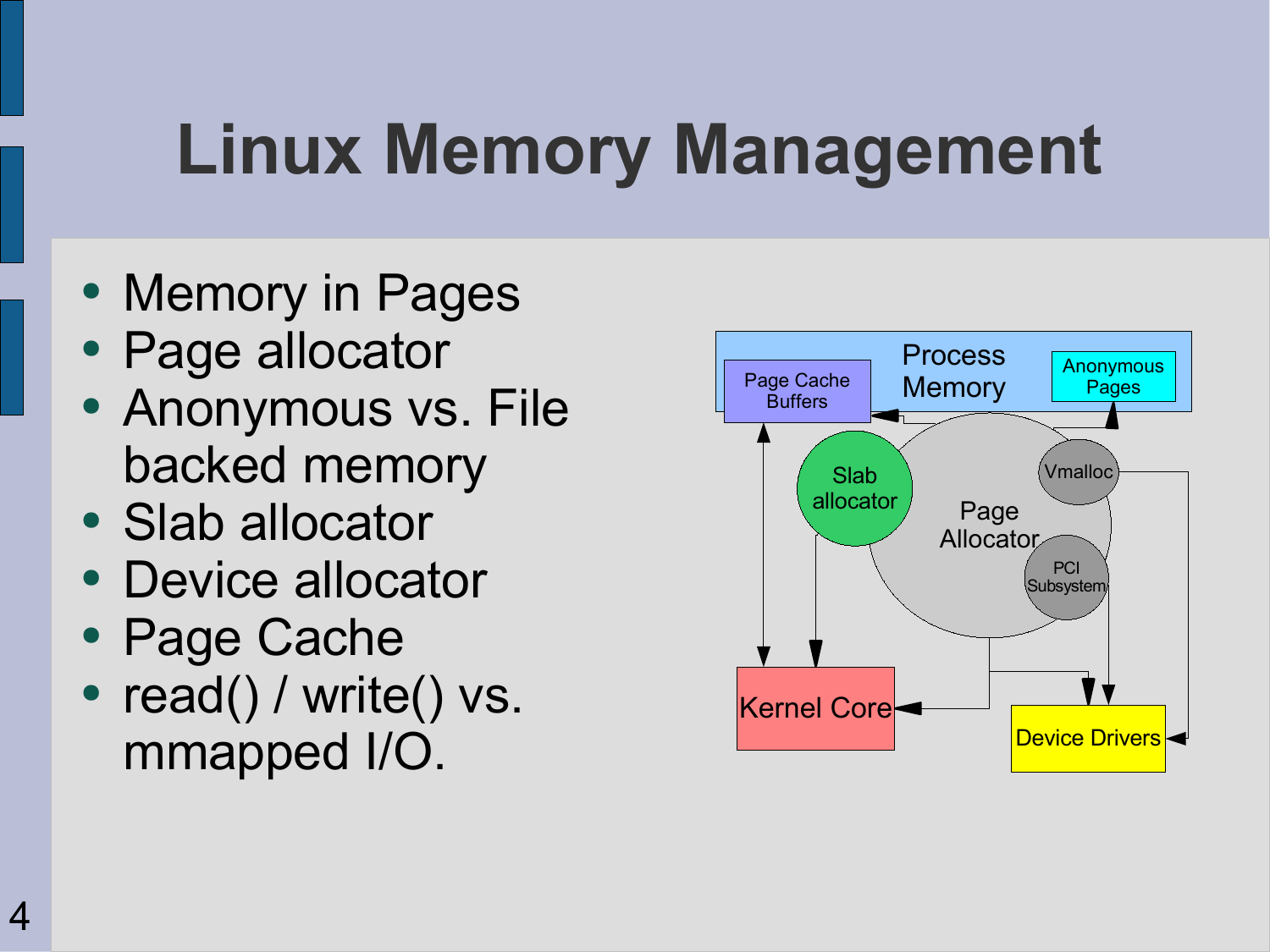# Linux Memory Management

- Memory in Pages
- Page allocator
- Anonymous vs. File backed memory
- Slab allocator
- Device allocator
- Page Cache
- read() / write() vs. mmapped I/O.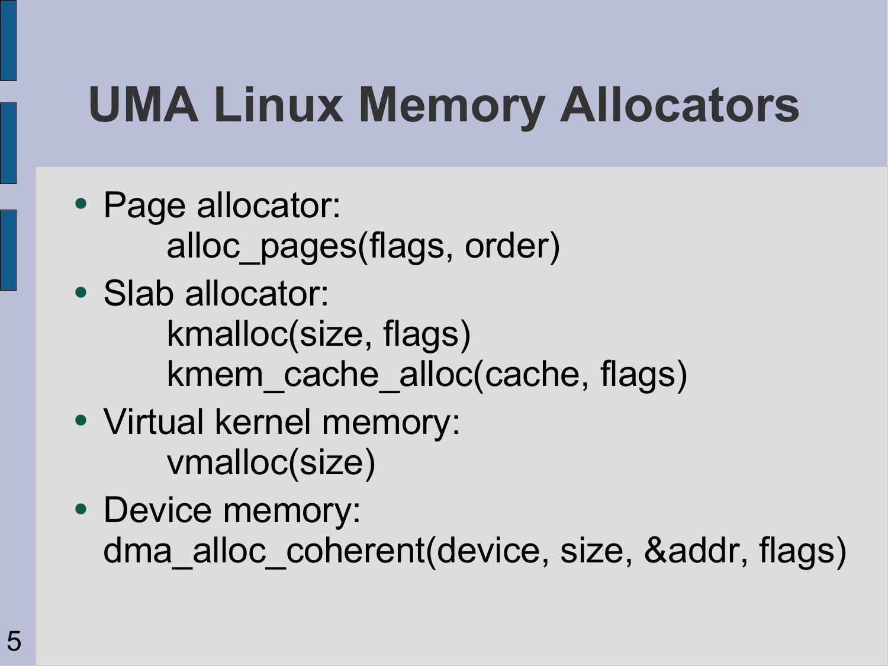# UMA Linux Memory Allocators

- Page allocator:
  `alloc_pages(flags, order)`
- Slab allocator:
  `kmalloc(size, flags)`
  `kmem_cache_alloc(cache, flags)`
- Virtual kernel memory:
  `vmalloc(size)`
- Device memory:
  `dma_alloc_coherent(device, size, &addr, flags)`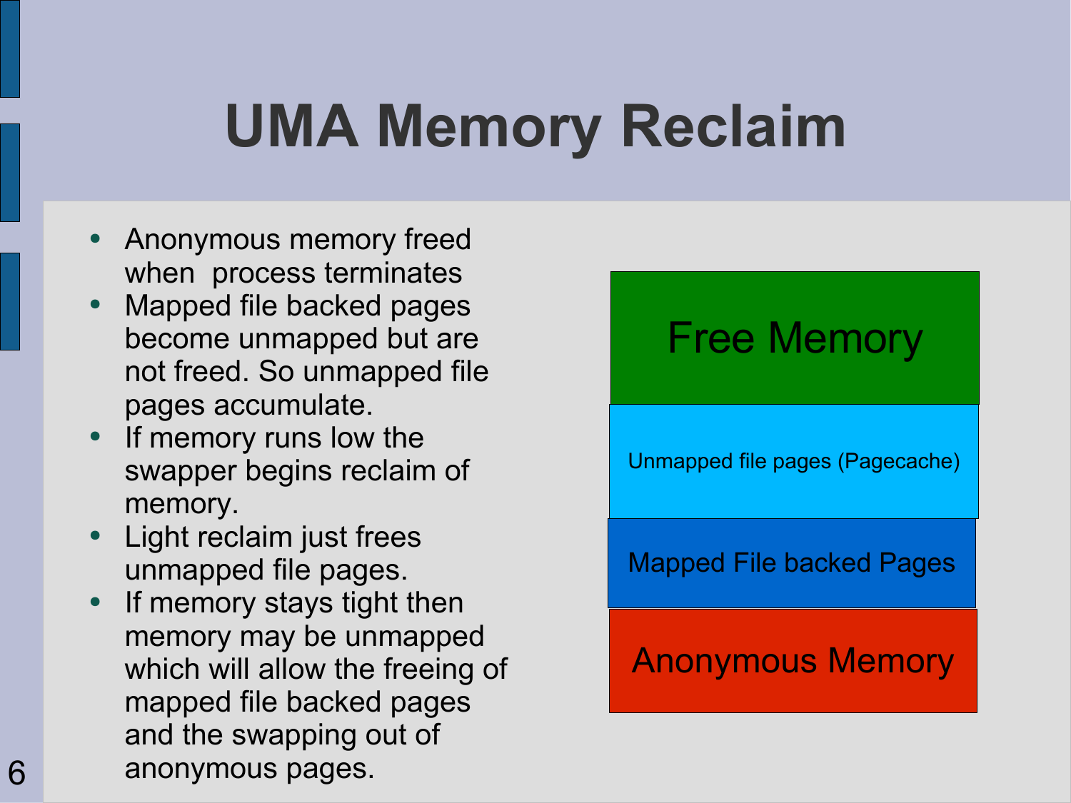# UMA Memory Reclaim

- Anonymous memory freed when process terminates
- Mapped file backed pages become unmapped but are not freed. So unmapped file pages accumulate.
- If memory runs low the swapper begins reclaim of memory.
- Light reclaim just frees unmapped file pages.
- If memory stays tight then memory may be unmapped which will allow the freeing of mapped file backed pages and the swapping out of anonymous pages.

| Free Memory |
|---|
| Unmapped file pages (Pagecache) |
| Mapped File backed Pages |
| Anonymous Memory |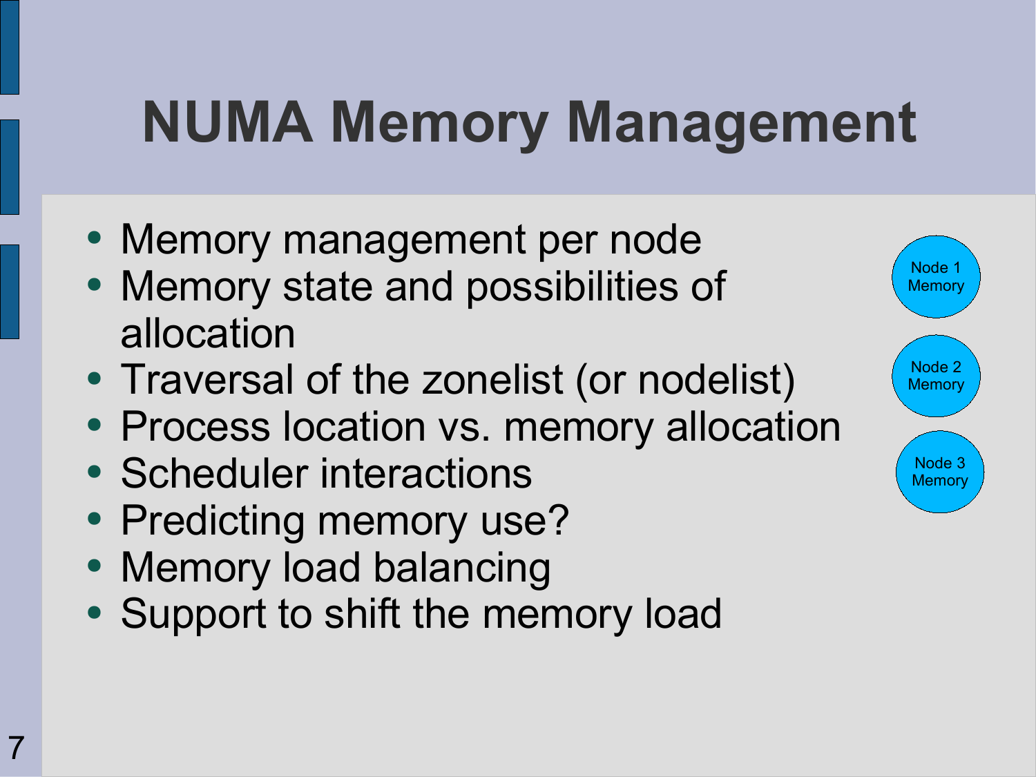# NUMA Memory Management

- Memory management per node
- Memory state and possibilities of allocation
- Traversal of the zonelist (or nodelist)
- Process location vs. memory allocation
- Scheduler interactions
- Predicting memory use?
- Memory load balancing
- Support to shift the memory load

Node 1 Memory

Node 2 Memory

Node 3 Memory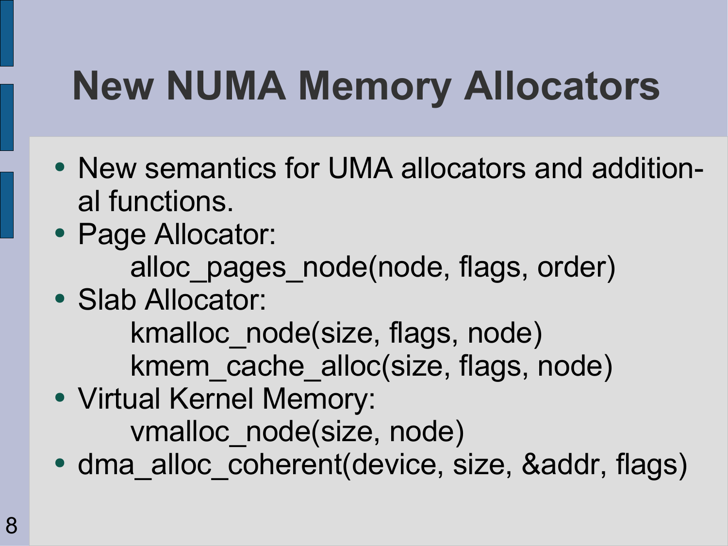# New NUMA Memory Allocators

- New semantics for UMA allocators and additional functions.
- Page Allocator:
  - alloc_pages_node(node, flags, order)
- Slab Allocator:
  - kmalloc_node(size, flags, node)
  - kmem_cache_alloc(size, flags, node)
- Virtual Kernel Memory:
  - vmalloc_node(size, node)
- dma_alloc_coherent(device, size, &addr, flags)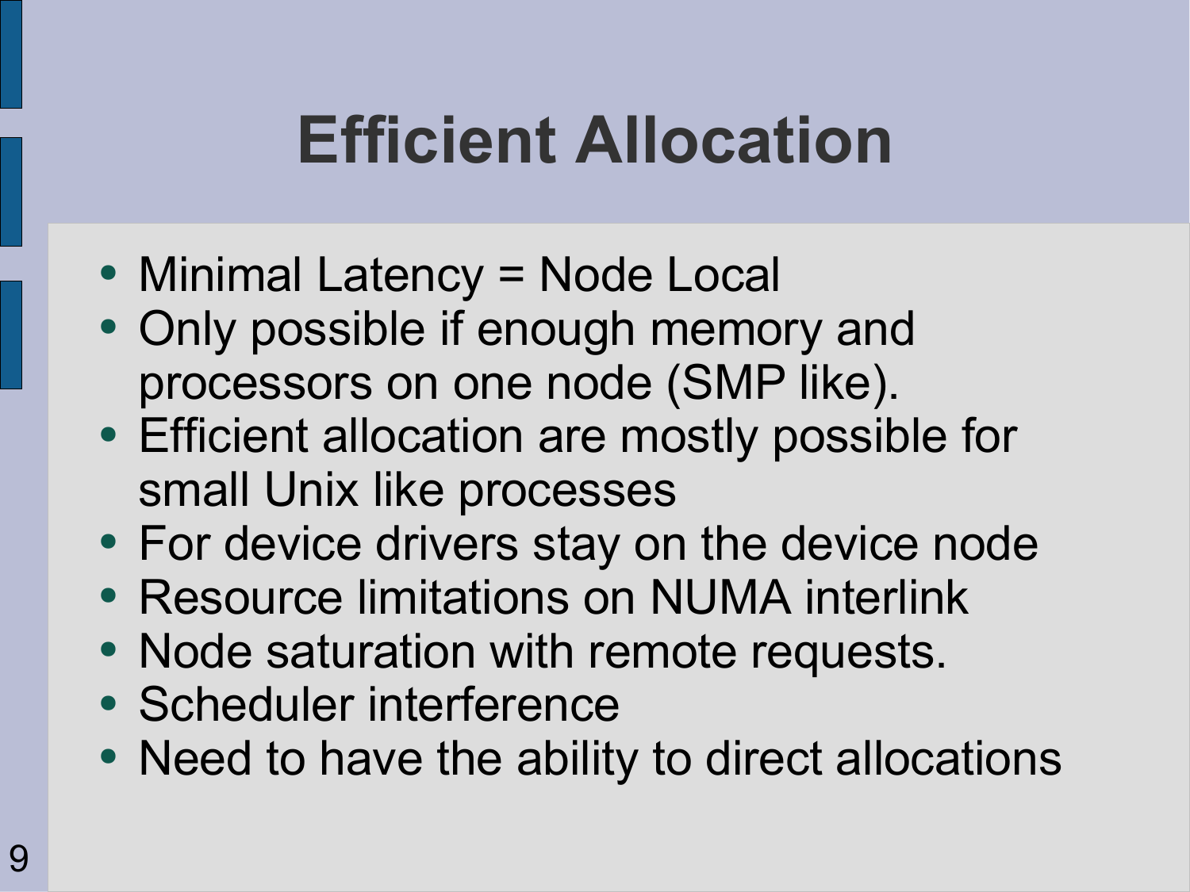# Efficient Allocation

- Minimal Latency = Node Local
- Only possible if enough memory and processors on one node (SMP like).
- Efficient allocation are mostly possible for small Unix like processes
- For device drivers stay on the device node
- Resource limitations on NUMA interlink
- Node saturation with remote requests.
- Scheduler interference
- Need to have the ability to direct allocations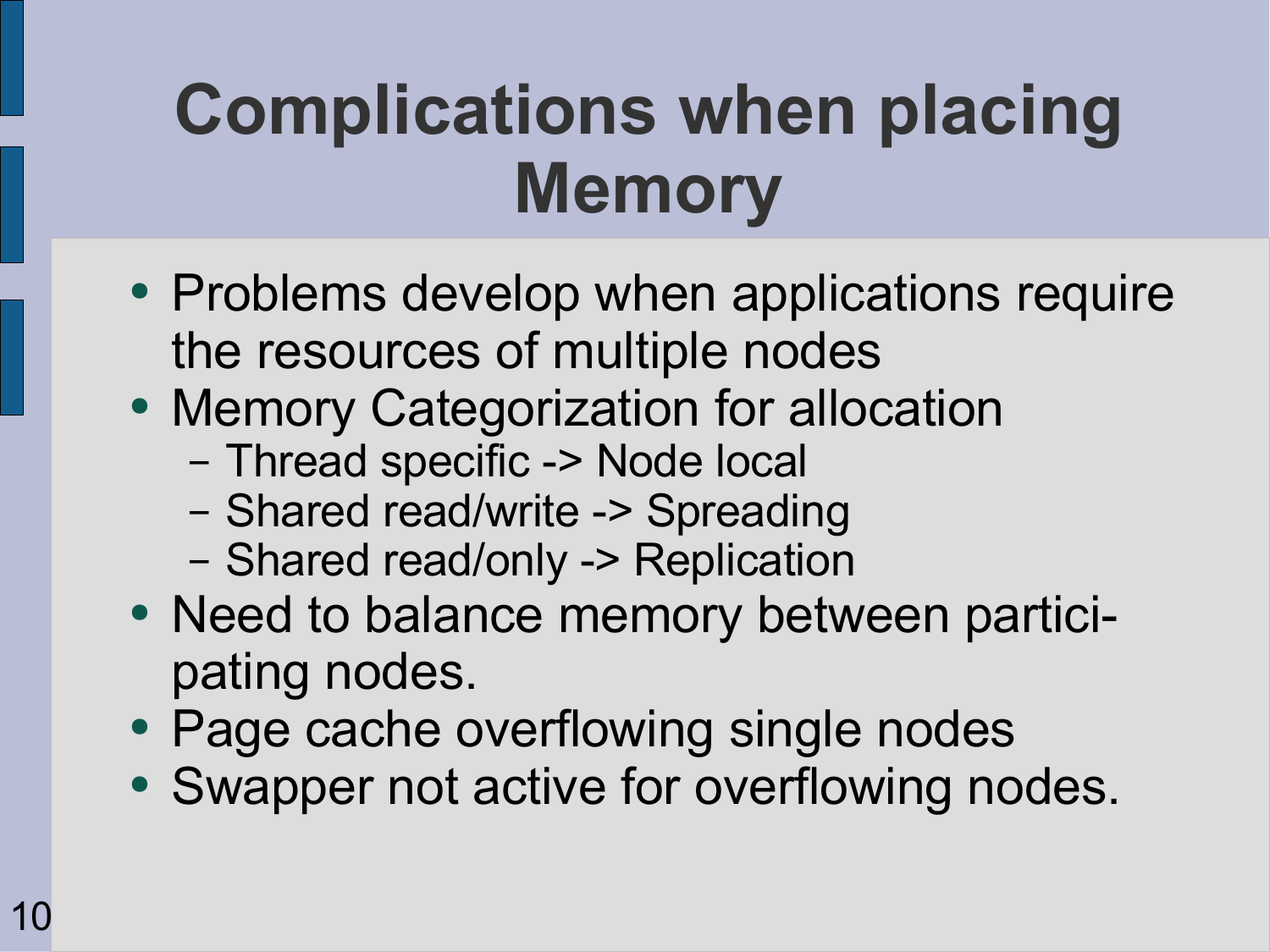# Complications when placing Memory

- Problems develop when applications require the resources of multiple nodes
- Memory Categorization for allocation
  - Thread specific -> Node local
  - Shared read/write -> Spreading
  - Shared read/only -> Replication
- Need to balance memory between participating nodes.
- Page cache overflowing single nodes
- Swapper not active for overflowing nodes.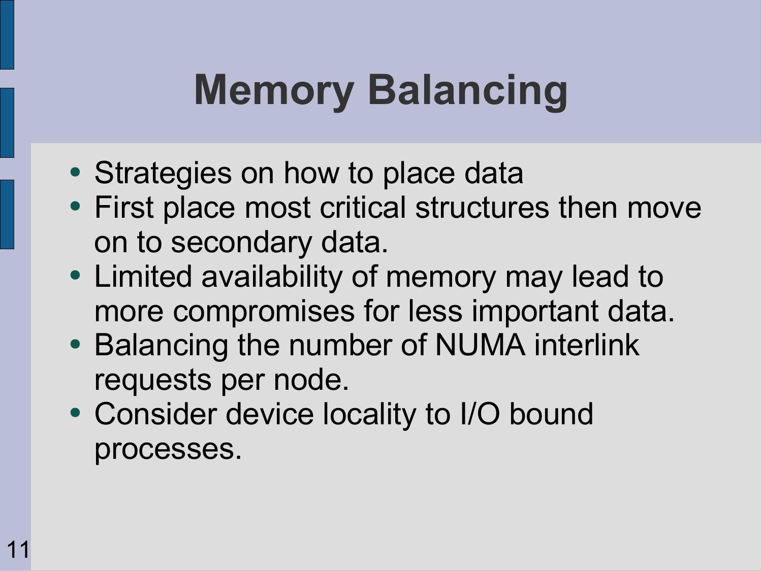# Memory Balancing

- Strategies on how to place data
- First place most critical structures then move on to secondary data.
- Limited availability of memory may lead to more compromises for less important data.
- Balancing the number of NUMA interlink requests per node.
- Consider device locality to I/O bound processes.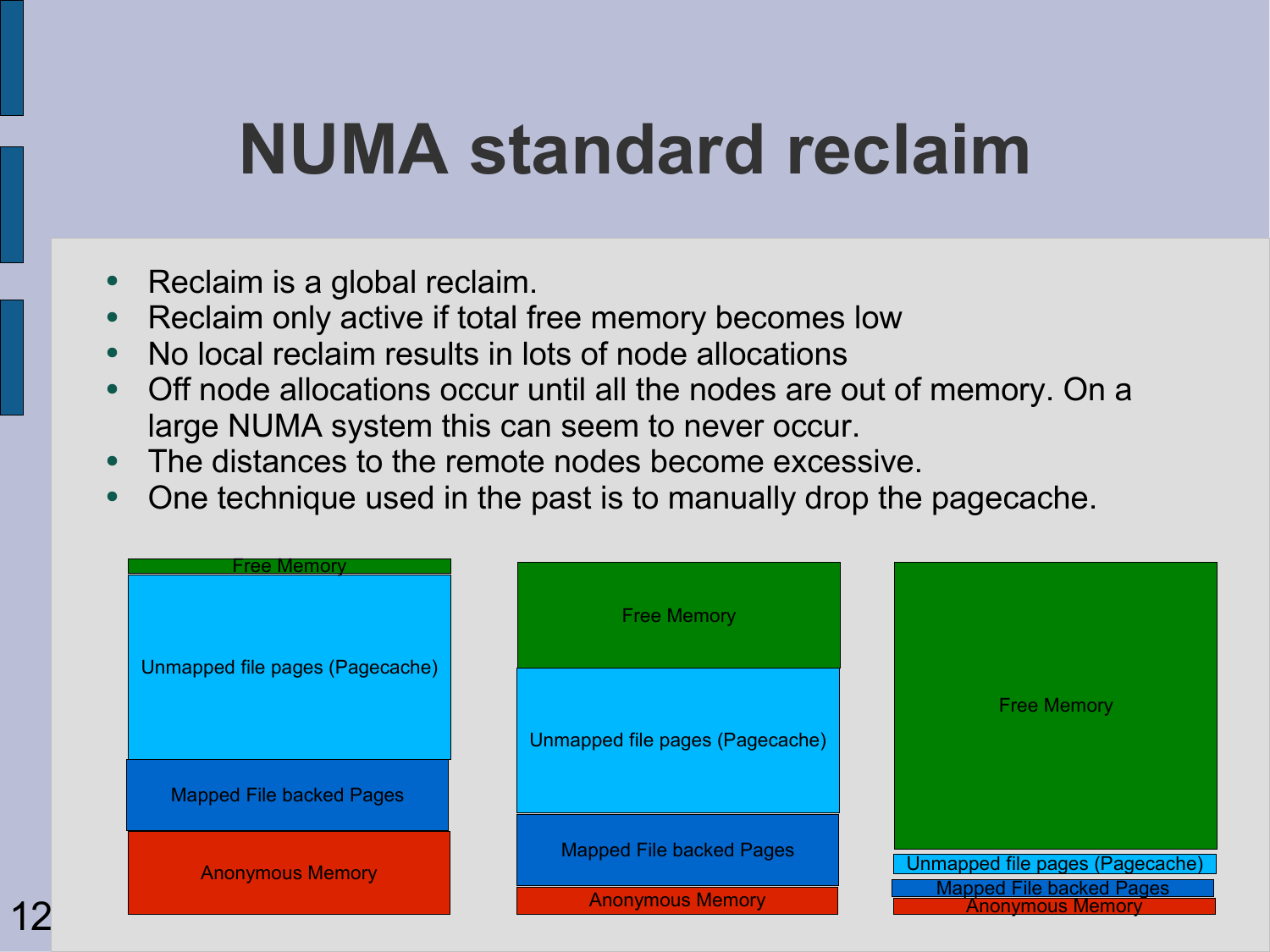# NUMA standard reclaim

- Reclaim is a global reclaim.
- Reclaim only active if total free memory becomes low
- No local reclaim results in lots of node allocations
- Off node allocations occur until all the nodes are out of memory. On a large NUMA system this can seem to never occur.
- The distances to the remote nodes become excessive.
- One technique used in the past is to manually drop the pagecache.

| Free Memory | Free Memory | Free Memory |
|---|---|---|
| Unmapped file pages (Pagecache) | Unmapped file pages (Pagecache) | Unmapped file pages (Pagecache) |
| Mapped File backed Pages | Mapped File backed Pages | Mapped File backed Pages |
| Anonymous Memory | Anonymous Memory | Anonymous Memory |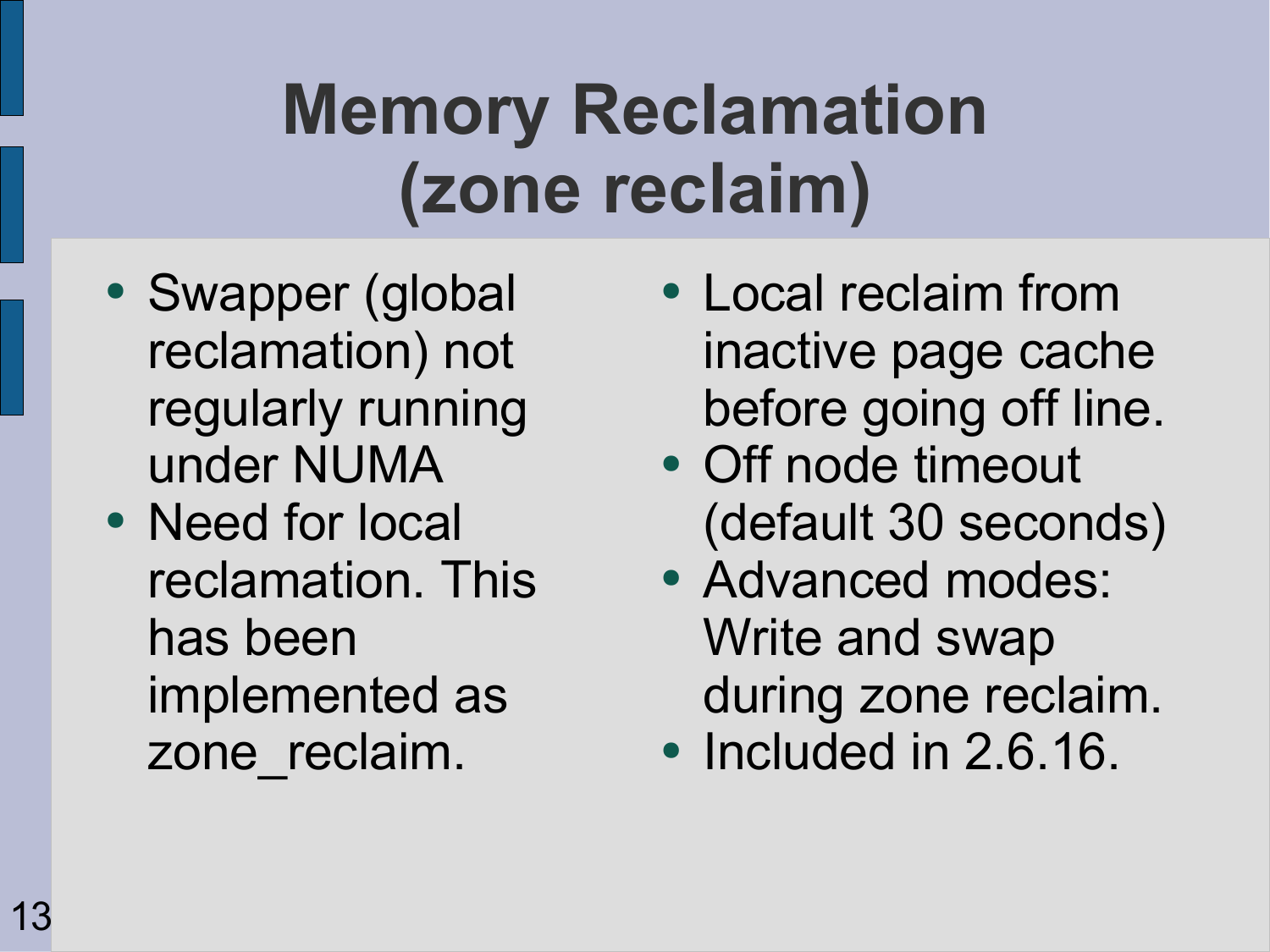# Memory Reclamation (zone reclaim)

- Swapper (global reclamation) not regularly running under NUMA
- Need for local reclamation. This has been implemented as zone_reclaim.
- Local reclaim from inactive page cache before going off line.
- Off node timeout (default 30 seconds)
- Advanced modes: Write and swap during zone reclaim.
- Included in 2.6.16.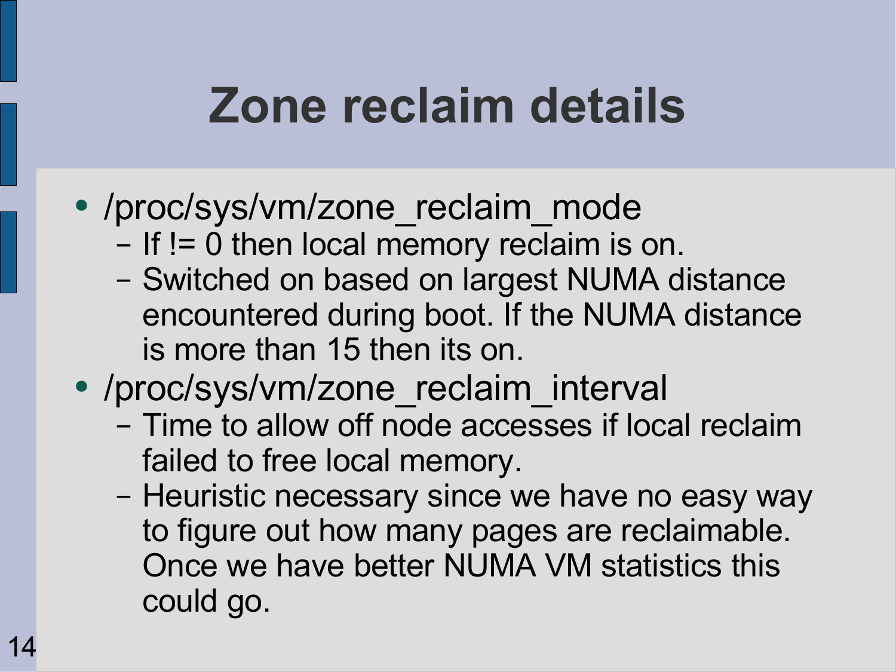# Zone reclaim details

- /proc/sys/vm/zone_reclaim_mode
  - If != 0 then local memory reclaim is on.
  - Switched on based on largest NUMA distance encountered during boot. If the NUMA distance is more than 15 then its on.
- /proc/sys/vm/zone_reclaim_interval
  - Time to allow off node accesses if local reclaim failed to free local memory.
  - Heuristic necessary since we have no easy way to figure out how many pages are reclaimable. Once we have better NUMA VM statistics this could go.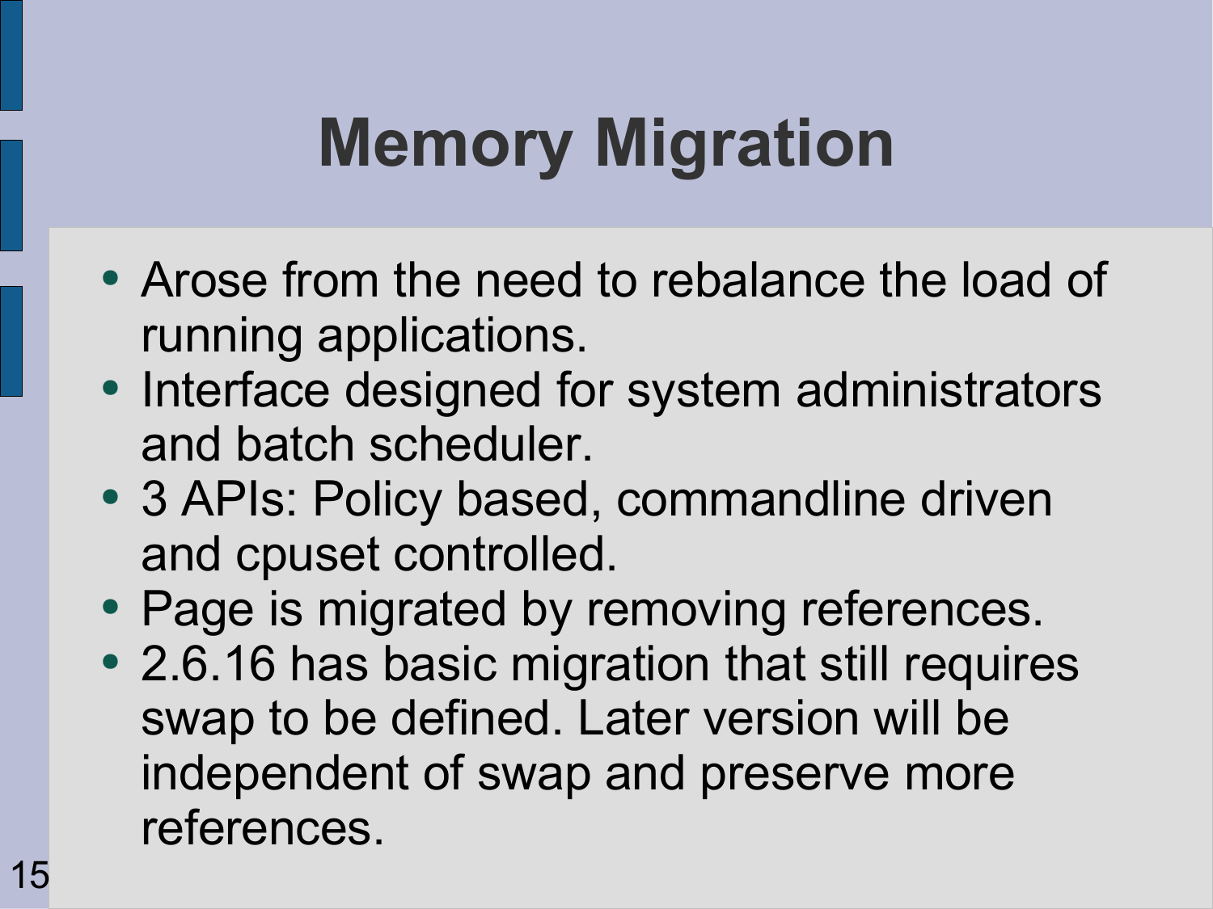# Memory Migration

- Arose from the need to rebalance the load of running applications.
- Interface designed for system administrators and batch scheduler.
- 3 APIs: Policy based, commandline driven and cpuset controlled.
- Page is migrated by removing references.
- 2.6.16 has basic migration that still requires swap to be defined. Later version will be independent of swap and preserve more references.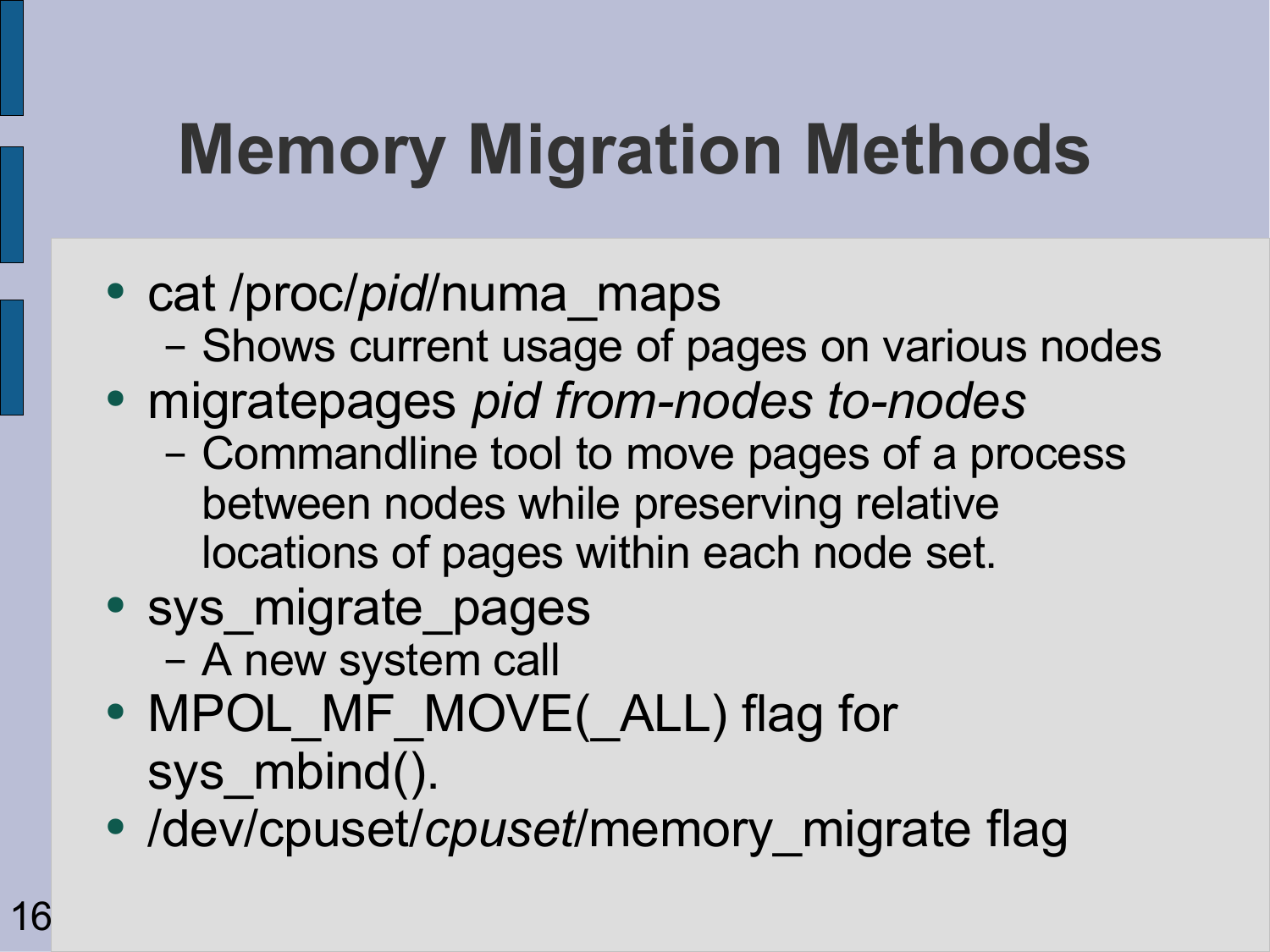# Memory Migration Methods

- cat /proc/*pid*/numa_maps
  - Shows current usage of pages on various nodes
- migratepages *pid from-nodes to-nodes*
  - Commandline tool to move pages of a process between nodes while preserving relative locations of pages within each node set.
- sys_migrate_pages
  - A new system call
- MPOL_MF_MOVE(_ALL) flag for sys_mbind().
- /dev/cpuset/*cpuset*/memory_migrate flag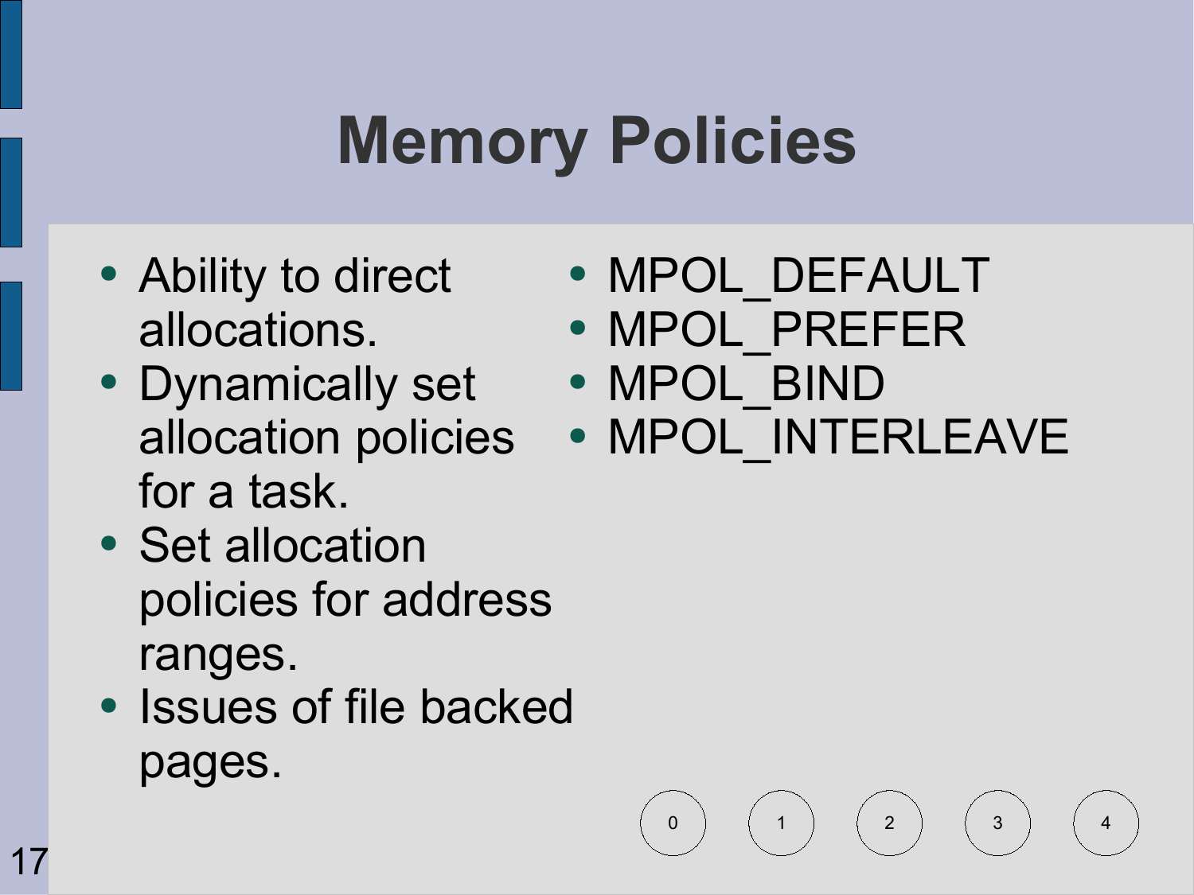# Memory Policies

- Ability to direct allocations.
- Dynamically set allocation policies for a task.
- Set allocation policies for address ranges.
- Issues of file backed pages.

- MPOL_DEFAULT
- MPOL_PREFER
- MPOL_BIND
- MPOL_INTERLEAVE

0 1 2 3 4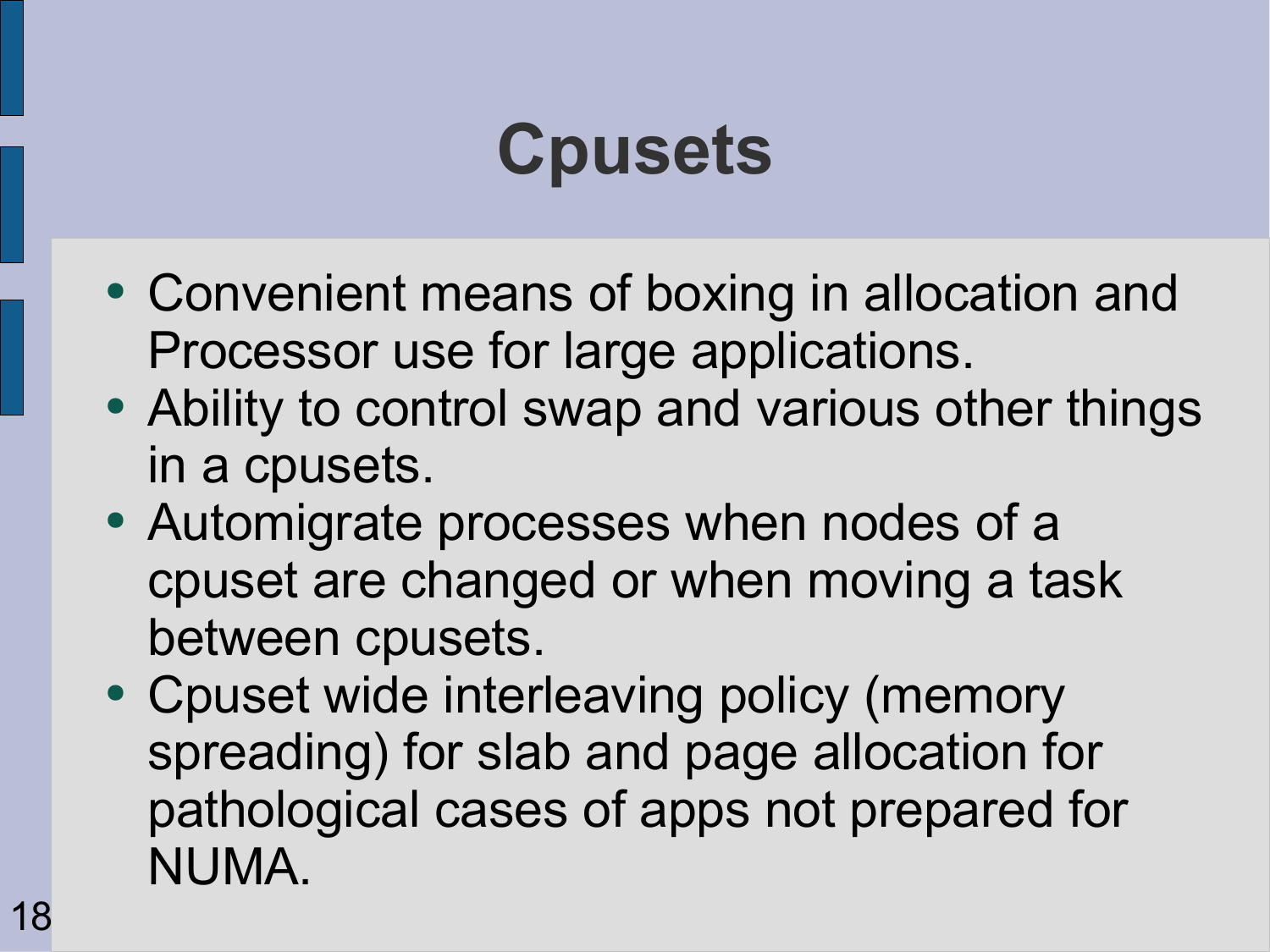# Cpusets

- Convenient means of boxing in allocation and Processor use for large applications.
- Ability to control swap and various other things in a cpusets.
- Automigrate processes when nodes of a cpuset are changed or when moving a task between cpusets.
- Cpuset wide interleaving policy (memory spreading) for slab and page allocation for pathological cases of apps not prepared for NUMA.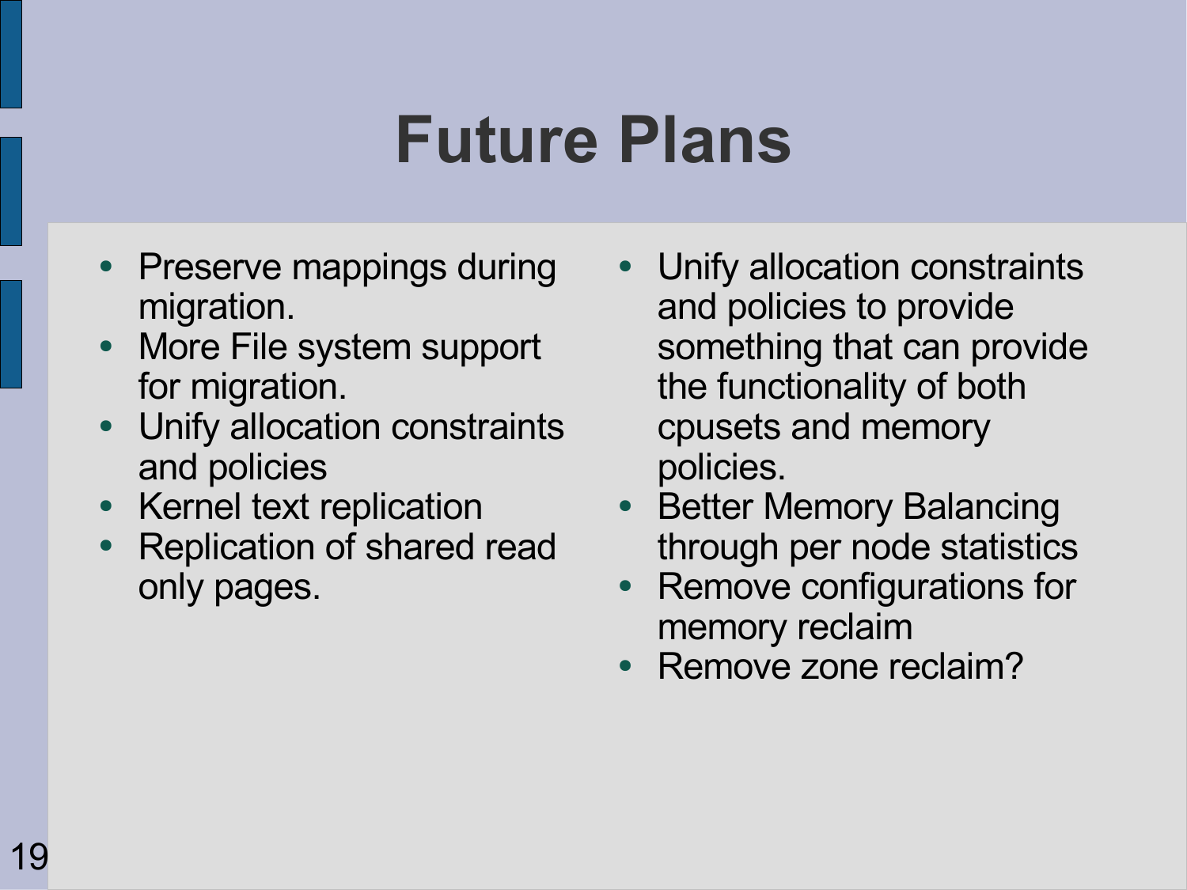# Future Plans

- Preserve mappings during migration.
- More File system support for migration.
- Unify allocation constraints and policies
- Kernel text replication
- Replication of shared read only pages.
- Unify allocation constraints and policies to provide something that can provide the functionality of both cpusets and memory policies.
- Better Memory Balancing through per node statistics
- Remove configurations for memory reclaim
- Remove zone reclaim?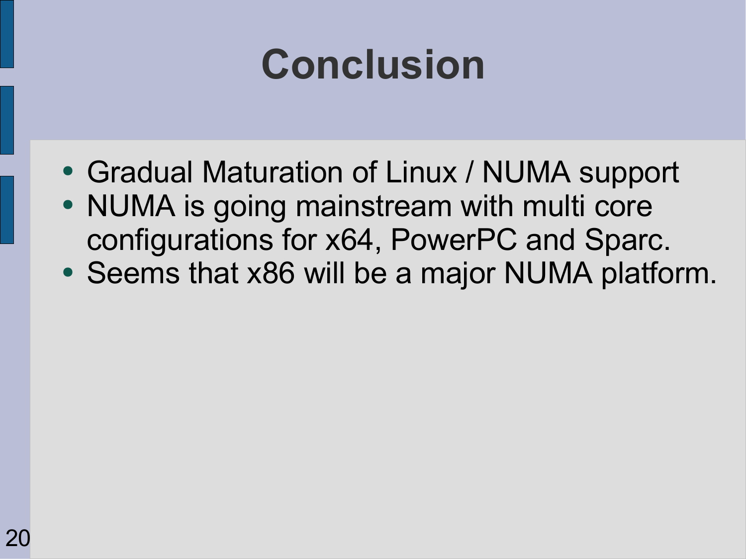# Conclusion

- Gradual Maturation of Linux / NUMA support
- NUMA is going mainstream with multi core configurations for x64, PowerPC and Sparc.
- Seems that x86 will be a major NUMA platform.